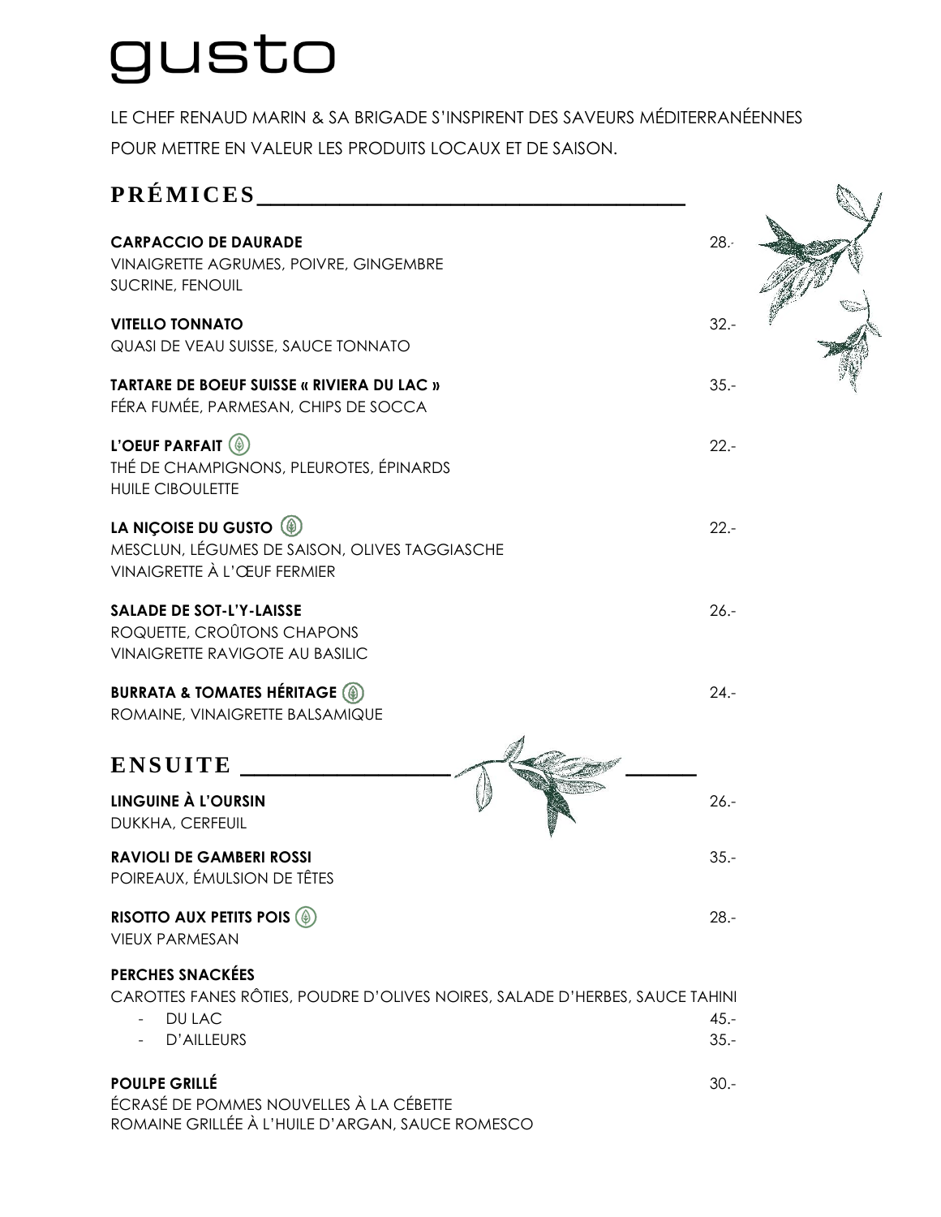# gusto

LE CHEF RENAUD MARIN & SA BRIGADE S'INSPIRENT DES SAVEURS MÉDITERRANÉENNES POUR METTRE EN VALEUR LES PRODUITS LOCAUX ET DE SAISON.

## PRÉMICES

**CARPACCIO DE DAURADE** — 28.-
VINAIGRETTE AGRUMES, POIVRE, GINGEMBRE
SUCRINE, FENOUIL

**VITELLO TONNATO** — 32.-
QUASI DE VEAU SUISSE, SAUCE TONNATO

**TARTARE DE BOEUF SUISSE « RIVIERA DU LAC »** — 35.-
FÉRA FUMÉE, PARMESAN, CHIPS DE SOCCA

**L'OEUF PARFAIT** — 22.-
THÉ DE CHAMPIGNONS, PLEUROTES, ÉPINARDS
HUILE CIBOULETTE

**LA NIÇOISE DU GUSTO** — 22.-
MESCLUN, LÉGUMES DE SAISON, OLIVES TAGGIASCHE
VINAIGRETTE À L'ŒUF FERMIER

**SALADE DE SOT-L'Y-LAISSE** — 26.-
ROQUETTE, CROÛTONS CHAPONS
VINAIGRETTE RAVIGOTE AU BASILIC

**BURRATA & TOMATES HÉRITAGE** — 24.-
ROMAINE, VINAIGRETTE BALSAMIQUE

## ENSUITE

**LINGUINE À L'OURSIN** — 26.-
DUKKHA, CERFEUIL

**RAVIOLI DE GAMBERI ROSSI** — 35.-
POIREAUX, ÉMULSION DE TÊTES

**RISOTTO AUX PETITS POIS** — 28.-
VIEUX PARMESAN

**PERCHES SNACKÉES**
CAROTTES FANES RÔTIES, POUDRE D'OLIVES NOIRES, SALADE D'HERBES, SAUCE TAHINI
- DU LAC — 45.-
- D'AILLEURS — 35.-

**POULPE GRILLÉ** — 30.-
ÉCRASÉ DE POMMES NOUVELLES À LA CÉBETTE
ROMAINE GRILLÉE À L'HUILE D'ARGAN, SAUCE ROMESCO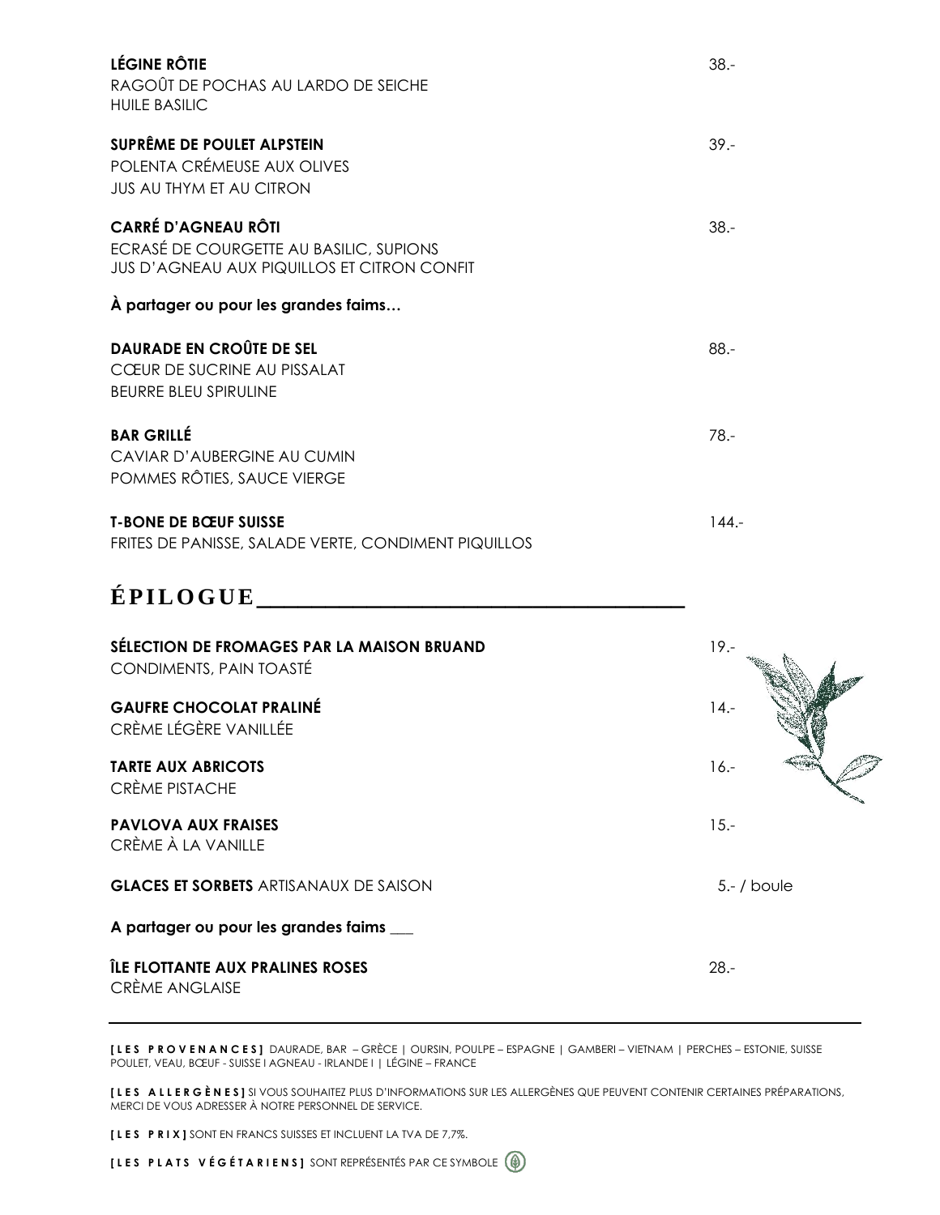**LÉGINE RÔTIE** 38.-
RAGOÛT DE POCHAS AU LARDO DE SEICHE
HUILE BASILIC

**SUPRÊME DE POULET ALPSTEIN** 39.-
POLENTA CRÉMEUSE AUX OLIVES
JUS AU THYM ET AU CITRON

**CARRÉ D'AGNEAU RÔTI** 38.-
ECRASÉ DE COURGETTE AU BASILIC, SUPIONS
JUS D'AGNEAU AUX PIQUILLOS ET CITRON CONFIT

**À partager ou pour les grandes faims…**

**DAURADE EN CROÛTE DE SEL** 88.-
CŒUR DE SUCRINE AU PISSALAT
BEURRE BLEU SPIRULINE

**BAR GRILLÉ** 78.-
CAVIAR D'AUBERGINE AU CUMIN
POMMES RÔTIES, SAUCE VIERGE

**T-BONE DE BŒUF SUISSE** 144.-
FRITES DE PANISSE, SALADE VERTE, CONDIMENT PIQUILLOS

## ÉPILOGUE

**SÉLECTION DE FROMAGES PAR LA MAISON BRUAND** 19.-
CONDIMENTS, PAIN TOASTÉ

**GAUFRE CHOCOLAT PRALINÉ** 14.-
CRÈME LÉGÈRE VANILLÉE

**TARTE AUX ABRICOTS** 16.-
CRÈME PISTACHE

**PAVLOVA AUX FRAISES** 15.-
CRÈME À LA VANILLE

**GLACES ET SORBETS** ARTISANAUX DE SAISON 5.- / boule

**A partager ou pour les grandes faims** ___

**ÎLE FLOTTANTE AUX PRALINES ROSES** 28.-
CRÈME ANGLAISE

---

**[LES PROVENANCES]** DAURADE, BAR – GRÈCE | OURSIN, POULPE – ESPAGNE | GAMBERI – VIETNAM | PERCHES – ESTONIE, SUISSE
POULET, VEAU, BŒUF - SUISSE I AGNEAU - IRLANDE I | LÉGINE – FRANCE

**[LES ALLERGÈNES]** SI VOUS SOUHAITEZ PLUS D'INFORMATIONS SUR LES ALLERGÈNES QUE PEUVENT CONTENIR CERTAINES PRÉPARATIONS, MERCI DE VOUS ADRESSER À NOTRE PERSONNEL DE SERVICE.

**[LES PRIX]** SONT EN FRANCS SUISSES ET INCLUENT LA TVA DE 7,7%.

**[LES PLATS VÉGÉTARIENS]** SONT REPRÉSENTÉS PAR CE SYMBOLE